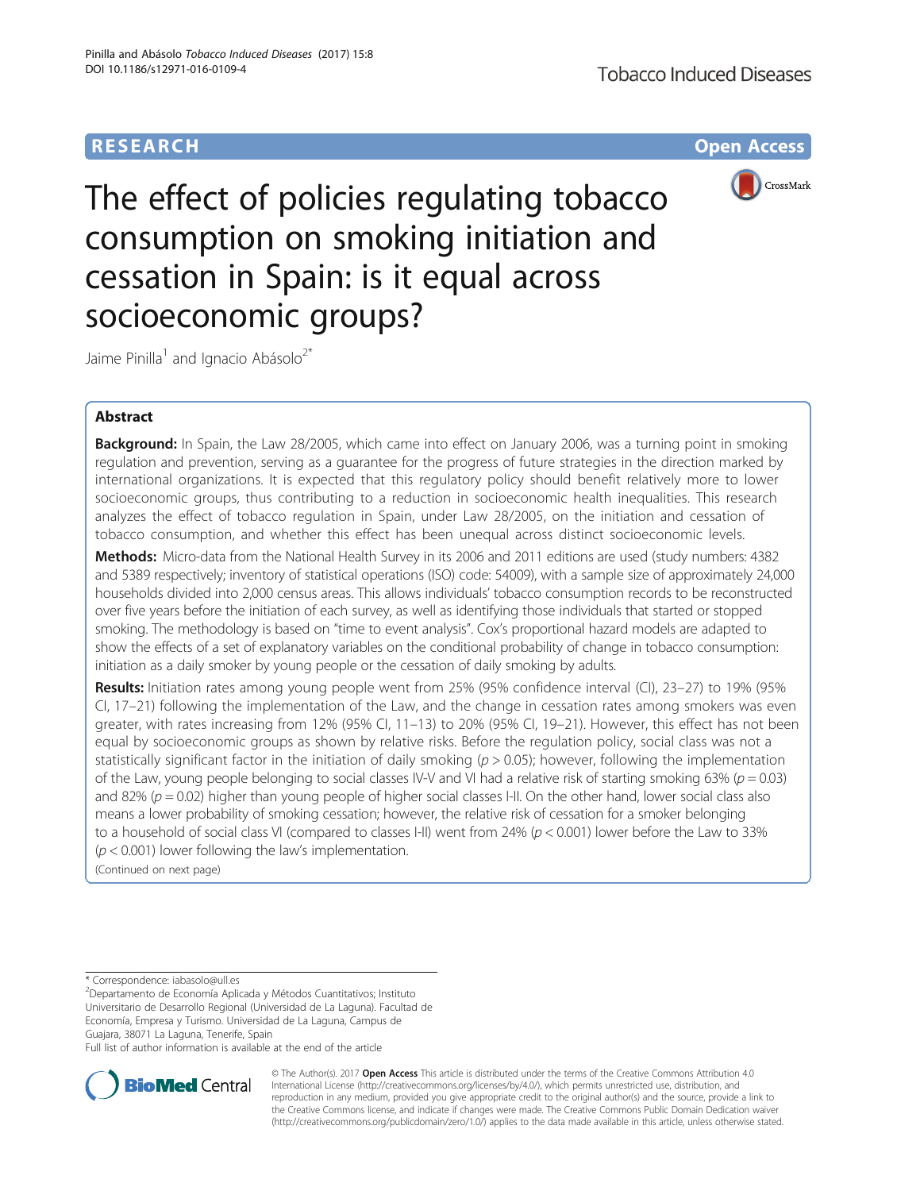RESEARCH

Open Access

# The effect of policies regulating tobacco consumption on smoking initiation and cessation in Spain: is it equal across socioeconomic groups?

Jaime Pinilla[1] and Ignacio Abásolo[2*]

## Abstract

**Background:** In Spain, the Law 28/2005, which came into effect on January 2006, was a turning point in smoking regulation and prevention, serving as a guarantee for the progress of future strategies in the direction marked by international organizations. It is expected that this regulatory policy should benefit relatively more to lower socioeconomic groups, thus contributing to a reduction in socioeconomic health inequalities. This research analyzes the effect of tobacco regulation in Spain, under Law 28/2005, on the initiation and cessation of tobacco consumption, and whether this effect has been unequal across distinct socioeconomic levels.

**Methods:** Micro-data from the National Health Survey in its 2006 and 2011 editions are used (study numbers: 4382 and 5389 respectively; inventory of statistical operations (ISO) code: 54009), with a sample size of approximately 24,000 households divided into 2,000 census areas. This allows individuals' tobacco consumption records to be reconstructed over five years before the initiation of each survey, as well as identifying those individuals that started or stopped smoking. The methodology is based on "time to event analysis". Cox's proportional hazard models are adapted to show the effects of a set of explanatory variables on the conditional probability of change in tobacco consumption: initiation as a daily smoker by young people or the cessation of daily smoking by adults.

**Results:** Initiation rates among young people went from 25% (95% confidence interval (CI), 23–27) to 19% (95% CI, 17–21) following the implementation of the Law, and the change in cessation rates among smokers was even greater, with rates increasing from 12% (95% CI, 11–13) to 20% (95% CI, 19–21). However, this effect has not been equal by socioeconomic groups as shown by relative risks. Before the regulation policy, social class was not a statistically significant factor in the initiation of daily smoking ($p > 0.05$); however, following the implementation of the Law, young people belonging to social classes IV-V and VI had a relative risk of starting smoking 63% ($p = 0.03$) and 82% ($p = 0.02$) higher than young people of higher social classes I-II. On the other hand, lower social class also means a lower probability of smoking cessation; however, the relative risk of cessation for a smoker belonging to a household of social class VI (compared to classes I-II) went from 24% ($p < 0.001$) lower before the Law to 33% ($p < 0.001$) lower following the law's implementation.

(Continued on next page)

\* Correspondence: iabasolo@ull.es

[2]Departamento de Economía Aplicada y Métodos Cuantitativos; Instituto Universitario de Desarrollo Regional (Universidad de La Laguna). Facultad de Economía, Empresa y Turismo. Universidad de La Laguna, Campus de Guajara, 38071 La Laguna, Tenerife, Spain

Full list of author information is available at the end of the article

© The Author(s). 2017 **Open Access** This article is distributed under the terms of the Creative Commons Attribution 4.0 International License (http://creativecommons.org/licenses/by/4.0/), which permits unrestricted use, distribution, and reproduction in any medium, provided you give appropriate credit to the original author(s) and the source, provide a link to the Creative Commons license, and indicate if changes were made. The Creative Commons Public Domain Dedication waiver (http://creativecommons.org/publicdomain/zero/1.0/) applies to the data made available in this article, unless otherwise stated.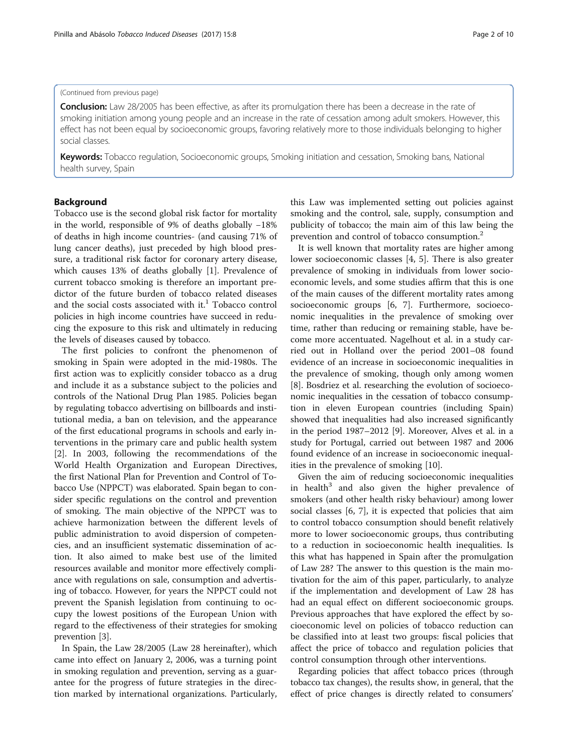(Continued from previous page)

**Conclusion:** Law 28/2005 has been effective, as after its promulgation there has been a decrease in the rate of smoking initiation among young people and an increase in the rate of cessation among adult smokers. However, this effect has not been equal by socioeconomic groups, favoring relatively more to those individuals belonging to higher social classes.

**Keywords:** Tobacco regulation, Socioeconomic groups, Smoking initiation and cessation, Smoking bans, National health survey, Spain

## Background

Tobacco use is the second global risk factor for mortality in the world, responsible of 9% of deaths globally −18% of deaths in high income countries- (and causing 71% of lung cancer deaths), just preceded by high blood pressure, a traditional risk factor for coronary artery disease, which causes 13% of deaths globally [1]. Prevalence of current tobacco smoking is therefore an important predictor of the future burden of tobacco related diseases and the social costs associated with it.[1] Tobacco control policies in high income countries have succeed in reducing the exposure to this risk and ultimately in reducing the levels of diseases caused by tobacco.

The first policies to confront the phenomenon of smoking in Spain were adopted in the mid-1980s. The first action was to explicitly consider tobacco as a drug and include it as a substance subject to the policies and controls of the National Drug Plan 1985. Policies began by regulating tobacco advertising on billboards and institutional media, a ban on television, and the appearance of the first educational programs in schools and early interventions in the primary care and public health system [2]. In 2003, following the recommendations of the World Health Organization and European Directives, the first National Plan for Prevention and Control of Tobacco Use (NPPCT) was elaborated. Spain began to consider specific regulations on the control and prevention of smoking. The main objective of the NPPCT was to achieve harmonization between the different levels of public administration to avoid dispersion of competencies, and an insufficient systematic dissemination of action. It also aimed to make best use of the limited resources available and monitor more effectively compliance with regulations on sale, consumption and advertising of tobacco. However, for years the NPPCT could not prevent the Spanish legislation from continuing to occupy the lowest positions of the European Union with regard to the effectiveness of their strategies for smoking prevention [3].

In Spain, the Law 28/2005 (Law 28 hereinafter), which came into effect on January 2, 2006, was a turning point in smoking regulation and prevention, serving as a guarantee for the progress of future strategies in the direction marked by international organizations. Particularly, this Law was implemented setting out policies against smoking and the control, sale, supply, consumption and publicity of tobacco; the main aim of this law being the prevention and control of tobacco consumption.[2]

It is well known that mortality rates are higher among lower socioeconomic classes [4, 5]. There is also greater prevalence of smoking in individuals from lower socioeconomic levels, and some studies affirm that this is one of the main causes of the different mortality rates among socioeconomic groups [6, 7]. Furthermore, socioeconomic inequalities in the prevalence of smoking over time, rather than reducing or remaining stable, have become more accentuated. Nagelhout et al. in a study carried out in Holland over the period 2001–08 found evidence of an increase in socioeconomic inequalities in the prevalence of smoking, though only among women [8]. Bosdriez et al. researching the evolution of socioeconomic inequalities in the cessation of tobacco consumption in eleven European countries (including Spain) showed that inequalities had also increased significantly in the period 1987–2012 [9]. Moreover, Alves et al. in a study for Portugal, carried out between 1987 and 2006 found evidence of an increase in socioeconomic inequalities in the prevalence of smoking [10].

Given the aim of reducing socioeconomic inequalities in health[3] and also given the higher prevalence of smokers (and other health risky behaviour) among lower social classes [6, 7], it is expected that policies that aim to control tobacco consumption should benefit relatively more to lower socioeconomic groups, thus contributing to a reduction in socioeconomic health inequalities. Is this what has happened in Spain after the promulgation of Law 28? The answer to this question is the main motivation for the aim of this paper, particularly, to analyze if the implementation and development of Law 28 has had an equal effect on different socioeconomic groups. Previous approaches that have explored the effect by socioeconomic level on policies of tobacco reduction can be classified into at least two groups: fiscal policies that affect the price of tobacco and regulation policies that control consumption through other interventions.

Regarding policies that affect tobacco prices (through tobacco tax changes), the results show, in general, that the effect of price changes is directly related to consumers'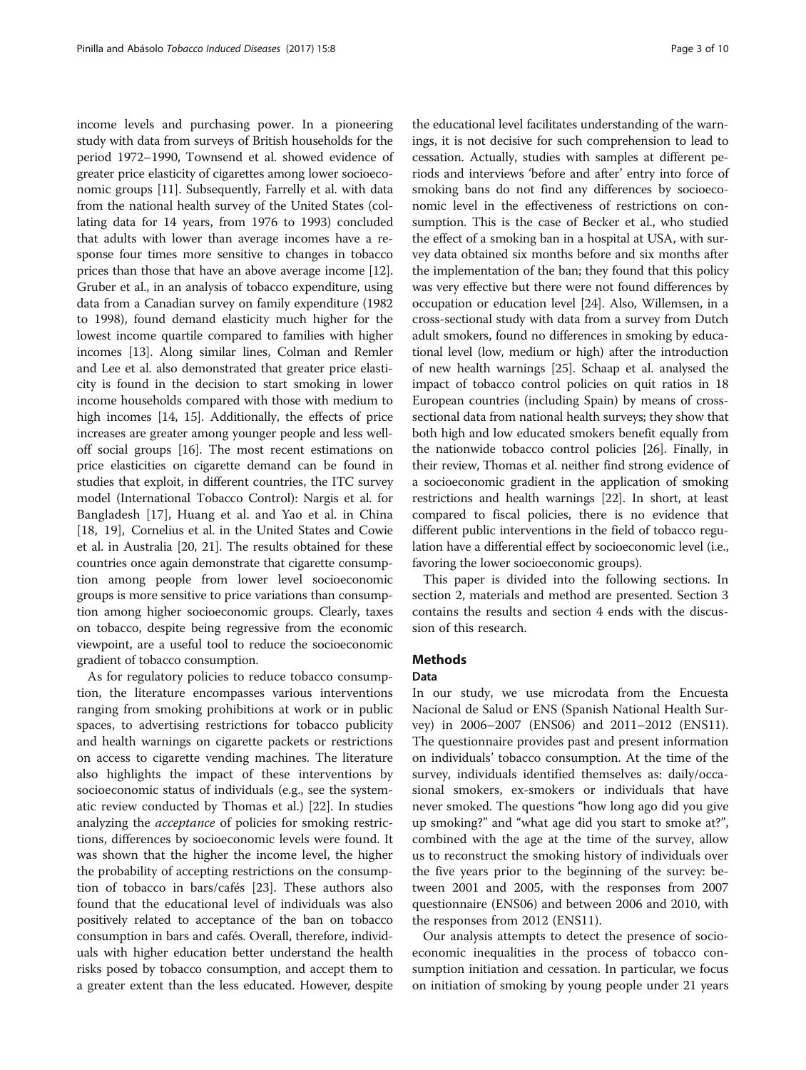income levels and purchasing power. In a pioneering study with data from surveys of British households for the period 1972–1990, Townsend et al. showed evidence of greater price elasticity of cigarettes among lower socioeconomic groups [11]. Subsequently, Farrelly et al. with data from the national health survey of the United States (collating data for 14 years, from 1976 to 1993) concluded that adults with lower than average incomes have a response four times more sensitive to changes in tobacco prices than those that have an above average income [12]. Gruber et al., in an analysis of tobacco expenditure, using data from a Canadian survey on family expenditure (1982 to 1998), found demand elasticity much higher for the lowest income quartile compared to families with higher incomes [13]. Along similar lines, Colman and Remler and Lee et al. also demonstrated that greater price elasticity is found in the decision to start smoking in lower income households compared with those with medium to high incomes [14, 15]. Additionally, the effects of price increases are greater among younger people and less well-off social groups [16]. The most recent estimations on price elasticities on cigarette demand can be found in studies that exploit, in different countries, the ITC survey model (International Tobacco Control): Nargis et al. for Bangladesh [17], Huang et al. and Yao et al. in China [18, 19], Cornelius et al. in the United States and Cowie et al. in Australia [20, 21]. The results obtained for these countries once again demonstrate that cigarette consumption among people from lower level socioeconomic groups is more sensitive to price variations than consumption among higher socioeconomic groups. Clearly, taxes on tobacco, despite being regressive from the economic viewpoint, are a useful tool to reduce the socioeconomic gradient of tobacco consumption.

As for regulatory policies to reduce tobacco consumption, the literature encompasses various interventions ranging from smoking prohibitions at work or in public spaces, to advertising restrictions for tobacco publicity and health warnings on cigarette packets or restrictions on access to cigarette vending machines. The literature also highlights the impact of these interventions by socioeconomic status of individuals (e.g., see the systematic review conducted by Thomas et al.) [22]. In studies analyzing the *acceptance* of policies for smoking restrictions, differences by socioeconomic levels were found. It was shown that the higher the income level, the higher the probability of accepting restrictions on the consumption of tobacco in bars/cafés [23]. These authors also found that the educational level of individuals was also positively related to acceptance of the ban on tobacco consumption in bars and cafés. Overall, therefore, individuals with higher education better understand the health risks posed by tobacco consumption, and accept them to a greater extent than the less educated. However, despite the educational level facilitates understanding of the warnings, it is not decisive for such comprehension to lead to cessation. Actually, studies with samples at different periods and interviews 'before and after' entry into force of smoking bans do not find any differences by socioeconomic level in the effectiveness of restrictions on consumption. This is the case of Becker et al., who studied the effect of a smoking ban in a hospital at USA, with survey data obtained six months before and six months after the implementation of the ban; they found that this policy was very effective but there were not found differences by occupation or education level [24]. Also, Willemsen, in a cross-sectional study with data from a survey from Dutch adult smokers, found no differences in smoking by educational level (low, medium or high) after the introduction of new health warnings [25]. Schaap et al. analysed the impact of tobacco control policies on quit ratios in 18 European countries (including Spain) by means of cross-sectional data from national health surveys; they show that both high and low educated smokers benefit equally from the nationwide tobacco control policies [26]. Finally, in their review, Thomas et al. neither find strong evidence of a socioeconomic gradient in the application of smoking restrictions and health warnings [22]. In short, at least compared to fiscal policies, there is no evidence that different public interventions in the field of tobacco regulation have a differential effect by socioeconomic level (i.e., favoring the lower socioeconomic groups).

This paper is divided into the following sections. In section 2, materials and method are presented. Section 3 contains the results and section 4 ends with the discussion of this research.

## Methods

### Data

In our study, we use microdata from the Encuesta Nacional de Salud or ENS (Spanish National Health Survey) in 2006–2007 (ENS06) and 2011–2012 (ENS11). The questionnaire provides past and present information on individuals' tobacco consumption. At the time of the survey, individuals identified themselves as: daily/occasional smokers, ex-smokers or individuals that have never smoked. The questions "how long ago did you give up smoking?" and "what age did you start to smoke at?", combined with the age at the time of the survey, allow us to reconstruct the smoking history of individuals over the five years prior to the beginning of the survey: between 2001 and 2005, with the responses from 2007 questionnaire (ENS06) and between 2006 and 2010, with the responses from 2012 (ENS11).

Our analysis attempts to detect the presence of socioeconomic inequalities in the process of tobacco consumption initiation and cessation. In particular, we focus on initiation of smoking by young people under 21 years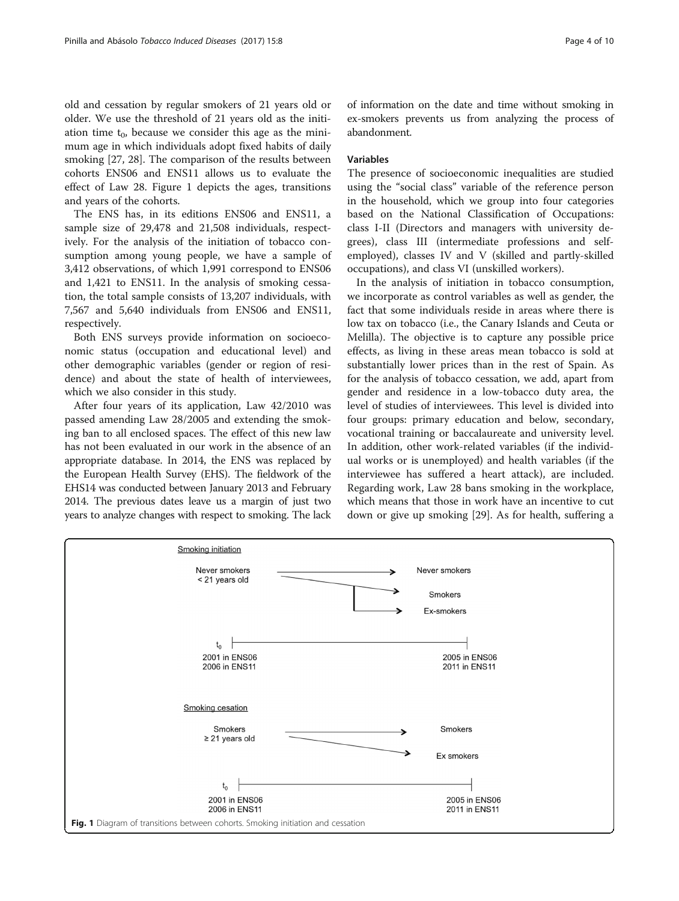old and cessation by regular smokers of 21 years old or older. We use the threshold of 21 years old as the initiation time $t_0$, because we consider this age as the minimum age in which individuals adopt fixed habits of daily smoking [27, 28]. The comparison of the results between cohorts ENS06 and ENS11 allows us to evaluate the effect of Law 28. Figure 1 depicts the ages, transitions and years of the cohorts.

The ENS has, in its editions ENS06 and ENS11, a sample size of 29,478 and 21,508 individuals, respectively. For the analysis of the initiation of tobacco consumption among young people, we have a sample of 3,412 observations, of which 1,991 correspond to ENS06 and 1,421 to ENS11. In the analysis of smoking cessation, the total sample consists of 13,207 individuals, with 7,567 and 5,640 individuals from ENS06 and ENS11, respectively.

Both ENS surveys provide information on socioeconomic status (occupation and educational level) and other demographic variables (gender or region of residence) and about the state of health of interviewees, which we also consider in this study.

After four years of its application, Law 42/2010 was passed amending Law 28/2005 and extending the smoking ban to all enclosed spaces. The effect of this new law has not been evaluated in our work in the absence of an appropriate database. In 2014, the ENS was replaced by the European Health Survey (EHS). The fieldwork of the EHS14 was conducted between January 2013 and February 2014. The previous dates leave us a margin of just two years to analyze changes with respect to smoking. The lack of information on the date and time without smoking in ex-smokers prevents us from analyzing the process of abandonment.

### Variables

The presence of socioeconomic inequalities are studied using the "social class" variable of the reference person in the household, which we group into four categories based on the National Classification of Occupations: class I-II (Directors and managers with university degrees), class III (intermediate professions and self-employed), classes IV and V (skilled and partly-skilled occupations), and class VI (unskilled workers).

In the analysis of initiation in tobacco consumption, we incorporate as control variables as well as gender, the fact that some individuals reside in areas where there is low tax on tobacco (i.e., the Canary Islands and Ceuta or Melilla). The objective is to capture any possible price effects, as living in these areas mean tobacco is sold at substantially lower prices than in the rest of Spain. As for the analysis of tobacco cessation, we add, apart from gender and residence in a low-tobacco duty area, the level of studies of interviewees. This level is divided into four groups: primary education and below, secondary, vocational training or baccalaureate and university level. In addition, other work-related variables (if the individual works or is unemployed) and health variables (if the interviewee has suffered a heart attack), are included. Regarding work, Law 28 bans smoking in the workplace, which means that those in work have an incentive to cut down or give up smoking [29]. As for health, suffering a

Smoking initiation

Never smokers < 21 years old → Never smokers; Smokers; Ex-smokers

$t_0$: 2001 in ENS06, 2006 in ENS11 — 2005 in ENS06, 2011 in ENS11

Smoking cesation

Smokers ≥ 21 years old → Smokers; Ex smokers

$t_0$: 2001 in ENS06, 2006 in ENS11 — 2005 in ENS06, 2011 in ENS11

**Fig. 1** Diagram of transitions between cohorts. Smoking initiation and cessation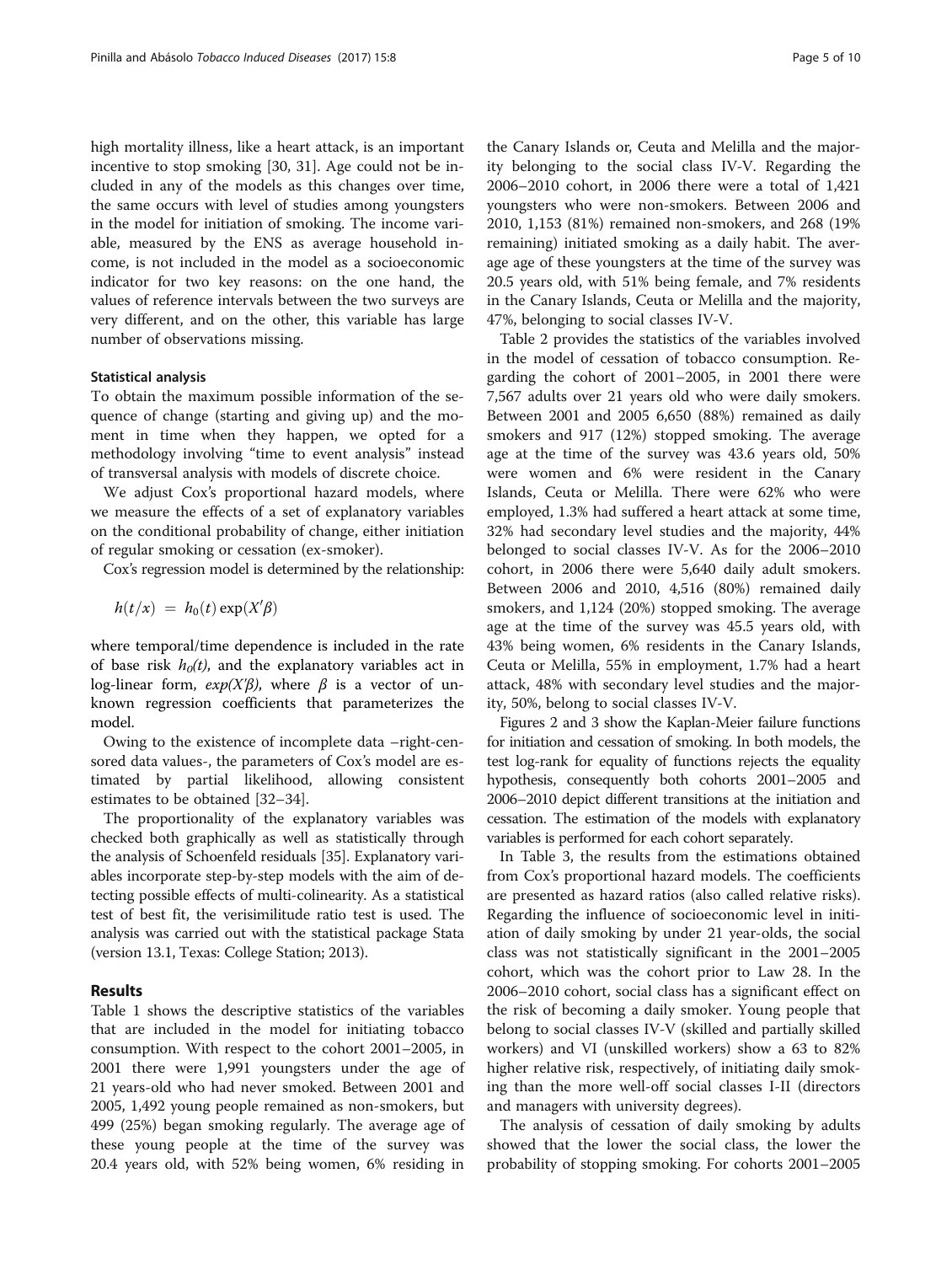high mortality illness, like a heart attack, is an important incentive to stop smoking [30, 31]. Age could not be included in any of the models as this changes over time, the same occurs with level of studies among youngsters in the model for initiation of smoking. The income variable, measured by the ENS as average household income, is not included in the model as a socioeconomic indicator for two key reasons: on the one hand, the values of reference intervals between the two surveys are very different, and on the other, this variable has large number of observations missing.

### Statistical analysis

To obtain the maximum possible information of the sequence of change (starting and giving up) and the moment in time when they happen, we opted for a methodology involving "time to event analysis" instead of transversal analysis with models of discrete choice.

We adjust Cox's proportional hazard models, where we measure the effects of a set of explanatory variables on the conditional probability of change, either initiation of regular smoking or cessation (ex-smoker).

Cox's regression model is determined by the relationship:

$$h(t/x) = h_0(t)\exp(X'\beta)$$

where temporal/time dependence is included in the rate of base risk $h_0(t)$, and the explanatory variables act in log-linear form, $exp(X'\beta)$, where $\beta$ is a vector of unknown regression coefficients that parameterizes the model.

Owing to the existence of incomplete data –right-censored data values-, the parameters of Cox's model are estimated by partial likelihood, allowing consistent estimates to be obtained [32–34].

The proportionality of the explanatory variables was checked both graphically as well as statistically through the analysis of Schoenfeld residuals [35]. Explanatory variables incorporate step-by-step models with the aim of detecting possible effects of multi-colinearity. As a statistical test of best fit, the verisimilitude ratio test is used. The analysis was carried out with the statistical package Stata (version 13.1, Texas: College Station; 2013).

## Results

Table 1 shows the descriptive statistics of the variables that are included in the model for initiating tobacco consumption. With respect to the cohort 2001–2005, in 2001 there were 1,991 youngsters under the age of 21 years-old who had never smoked. Between 2001 and 2005, 1,492 young people remained as non-smokers, but 499 (25%) began smoking regularly. The average age of these young people at the time of the survey was 20.4 years old, with 52% being women, 6% residing in the Canary Islands or, Ceuta and Melilla and the majority belonging to the social class IV-V. Regarding the 2006–2010 cohort, in 2006 there were a total of 1,421 youngsters who were non-smokers. Between 2006 and 2010, 1,153 (81%) remained non-smokers, and 268 (19% remaining) initiated smoking as a daily habit. The average age of these youngsters at the time of the survey was 20.5 years old, with 51% being female, and 7% residents in the Canary Islands, Ceuta or Melilla and the majority, 47%, belonging to social classes IV-V.

Table 2 provides the statistics of the variables involved in the model of cessation of tobacco consumption. Regarding the cohort of 2001–2005, in 2001 there were 7,567 adults over 21 years old who were daily smokers. Between 2001 and 2005 6,650 (88%) remained as daily smokers and 917 (12%) stopped smoking. The average age at the time of the survey was 43.6 years old, 50% were women and 6% were resident in the Canary Islands, Ceuta or Melilla. There were 62% who were employed, 1.3% had suffered a heart attack at some time, 32% had secondary level studies and the majority, 44% belonged to social classes IV-V. As for the 2006–2010 cohort, in 2006 there were 5,640 daily adult smokers. Between 2006 and 2010, 4,516 (80%) remained daily smokers, and 1,124 (20%) stopped smoking. The average age at the time of the survey was 45.5 years old, with 43% being women, 6% residents in the Canary Islands, Ceuta or Melilla, 55% in employment, 1.7% had a heart attack, 48% with secondary level studies and the majority, 50%, belong to social classes IV-V.

Figures 2 and 3 show the Kaplan-Meier failure functions for initiation and cessation of smoking. In both models, the test log-rank for equality of functions rejects the equality hypothesis, consequently both cohorts 2001–2005 and 2006–2010 depict different transitions at the initiation and cessation. The estimation of the models with explanatory variables is performed for each cohort separately.

In Table 3, the results from the estimations obtained from Cox's proportional hazard models. The coefficients are presented as hazard ratios (also called relative risks). Regarding the influence of socioeconomic level in initiation of daily smoking by under 21 year-olds, the social class was not statistically significant in the 2001–2005 cohort, which was the cohort prior to Law 28. In the 2006–2010 cohort, social class has a significant effect on the risk of becoming a daily smoker. Young people that belong to social classes IV-V (skilled and partially skilled workers) and VI (unskilled workers) show a 63 to 82% higher relative risk, respectively, of initiating daily smoking than the more well-off social classes I-II (directors and managers with university degrees).

The analysis of cessation of daily smoking by adults showed that the lower the social class, the lower the probability of stopping smoking. For cohorts 2001–2005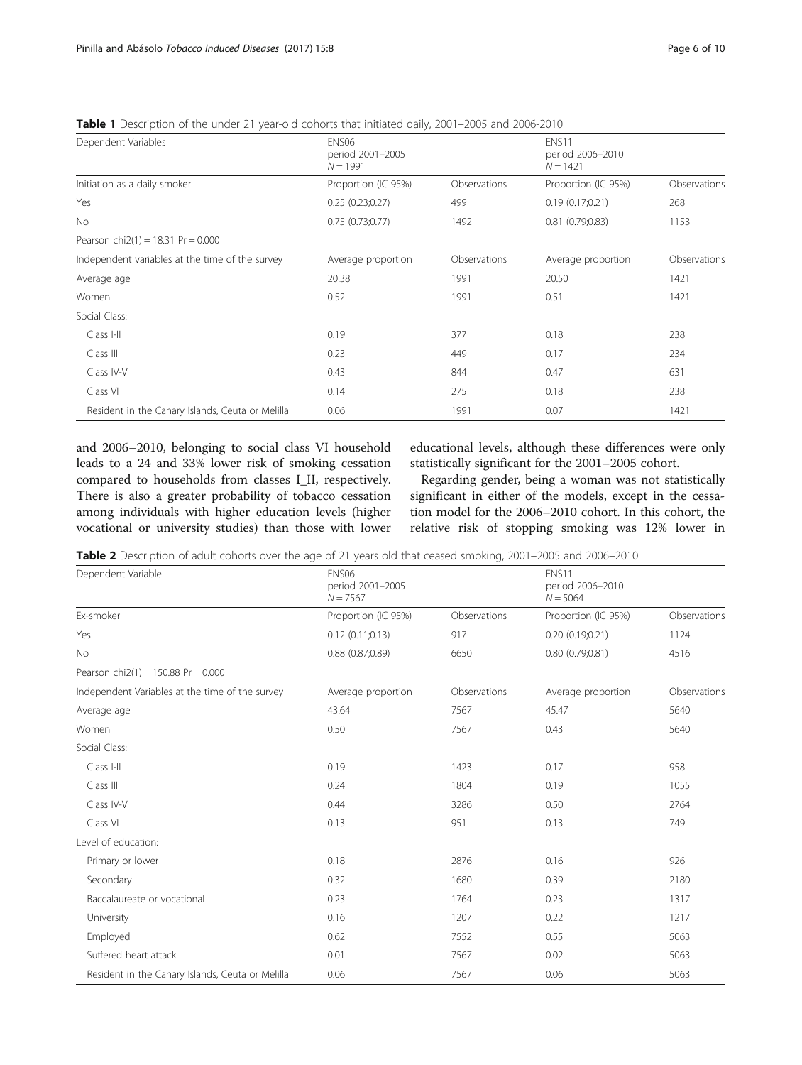**Table 1** Description of the under 21 year-old cohorts that initiated daily, 2001–2005 and 2006-2010

| Dependent Variables | ENS06 period 2001–2005 N = 1991 | | ENS11 period 2006–2010 N = 1421 | |
|---|---|---|---|---|
| Initiation as a daily smoker | Proportion (IC 95%) | Observations | Proportion (IC 95%) | Observations |
| Yes | 0.25 (0.23;0.27) | 499 | 0.19 (0.17;0.21) | 268 |
| No | 0.75 (0.73;0.77) | 1492 | 0.81 (0.79;0.83) | 1153 |
| Pearson chi2(1) = 18.31 Pr = 0.000 | | | | |
| Independent variables at the time of the survey | Average proportion | Observations | Average proportion | Observations |
| Average age | 20.38 | 1991 | 20.50 | 1421 |
| Women | 0.52 | 1991 | 0.51 | 1421 |
| Social Class: | | | | |
| Class I-II | 0.19 | 377 | 0.18 | 238 |
| Class III | 0.23 | 449 | 0.17 | 234 |
| Class IV-V | 0.43 | 844 | 0.47 | 631 |
| Class VI | 0.14 | 275 | 0.18 | 238 |
| Resident in the Canary Islands, Ceuta or Melilla | 0.06 | 1991 | 0.07 | 1421 |

and 2006–2010, belonging to social class VI household leads to a 24 and 33% lower risk of smoking cessation compared to households from classes I_II, respectively. There is also a greater probability of tobacco cessation among individuals with higher education levels (higher vocational or university studies) than those with lower educational levels, although these differences were only statistically significant for the 2001–2005 cohort.

Regarding gender, being a woman was not statistically significant in either of the models, except in the cessation model for the 2006–2010 cohort. In this cohort, the relative risk of stopping smoking was 12% lower in

**Table 2** Description of adult cohorts over the age of 21 years old that ceased smoking, 2001–2005 and 2006–2010

| Dependent Variable | ENS06 period 2001–2005 N = 7567 | | ENS11 period 2006–2010 N = 5064 | |
|---|---|---|---|---|
| Ex-smoker | Proportion (IC 95%) | Observations | Proportion (IC 95%) | Observations |
| Yes | 0.12 (0.11;0.13) | 917 | 0.20 (0.19;0.21) | 1124 |
| No | 0.88 (0.87;0.89) | 6650 | 0.80 (0.79;0.81) | 4516 |
| Pearson chi2(1) = 150.88 Pr = 0.000 | | | | |
| Independent Variables at the time of the survey | Average proportion | Observations | Average proportion | Observations |
| Average age | 43.64 | 7567 | 45.47 | 5640 |
| Women | 0.50 | 7567 | 0.43 | 5640 |
| Social Class: | | | | |
| Class I-II | 0.19 | 1423 | 0.17 | 958 |
| Class III | 0.24 | 1804 | 0.19 | 1055 |
| Class IV-V | 0.44 | 3286 | 0.50 | 2764 |
| Class VI | 0.13 | 951 | 0.13 | 749 |
| Level of education: | | | | |
| Primary or lower | 0.18 | 2876 | 0.16 | 926 |
| Secondary | 0.32 | 1680 | 0.39 | 2180 |
| Baccalaureate or vocational | 0.23 | 1764 | 0.23 | 1317 |
| University | 0.16 | 1207 | 0.22 | 1217 |
| Employed | 0.62 | 7552 | 0.55 | 5063 |
| Suffered heart attack | 0.01 | 7567 | 0.02 | 5063 |
| Resident in the Canary Islands, Ceuta or Melilla | 0.06 | 7567 | 0.06 | 5063 |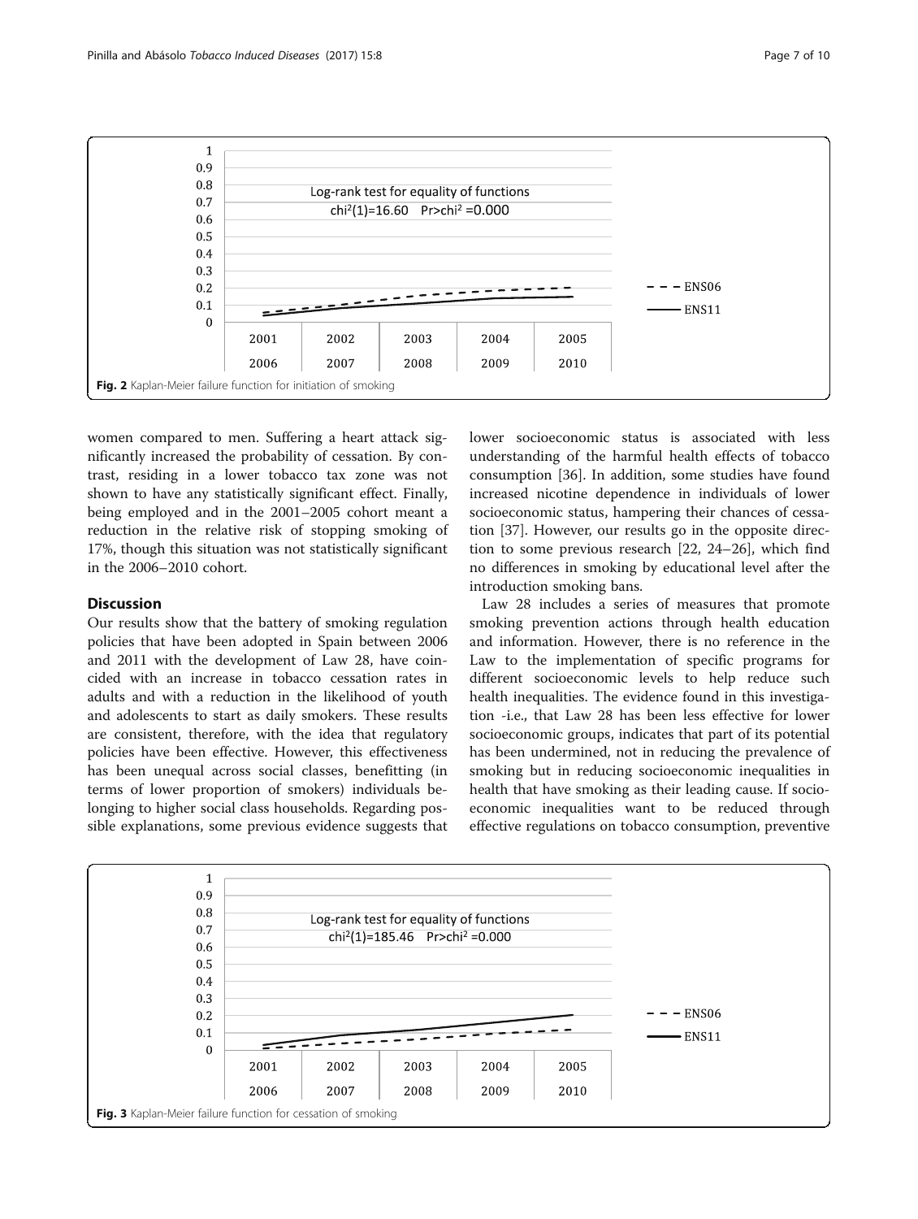Fig. 2 Kaplan-Meier failure function for initiation of smoking

women compared to men. Suffering a heart attack significantly increased the probability of cessation. By contrast, residing in a lower tobacco tax zone was not shown to have any statistically significant effect. Finally, being employed and in the 2001–2005 cohort meant a reduction in the relative risk of stopping smoking of 17%, though this situation was not statistically significant in the 2006–2010 cohort.

## Discussion

Our results show that the battery of smoking regulation policies that have been adopted in Spain between 2006 and 2011 with the development of Law 28, have coincided with an increase in tobacco cessation rates in adults and with a reduction in the likelihood of youth and adolescents to start as daily smokers. These results are consistent, therefore, with the idea that regulatory policies have been effective. However, this effectiveness has been unequal across social classes, benefitting (in terms of lower proportion of smokers) individuals belonging to higher social class households. Regarding possible explanations, some previous evidence suggests that lower socioeconomic status is associated with less understanding of the harmful health effects of tobacco consumption [36]. In addition, some studies have found increased nicotine dependence in individuals of lower socioeconomic status, hampering their chances of cessation [37]. However, our results go in the opposite direction to some previous research [22, 24–26], which find no differences in smoking by educational level after the introduction smoking bans.

Law 28 includes a series of measures that promote smoking prevention actions through health education and information. However, there is no reference in the Law to the implementation of specific programs for different socioeconomic levels to help reduce such health inequalities. The evidence found in this investigation -i.e., that Law 28 has been less effective for lower socioeconomic groups, indicates that part of its potential has been undermined, not in reducing the prevalence of smoking but in reducing socioeconomic inequalities in health that have smoking as their leading cause. If socioeconomic inequalities want to be reduced through effective regulations on tobacco consumption, preventive

Fig. 3 Kaplan-Meier failure function for cessation of smoking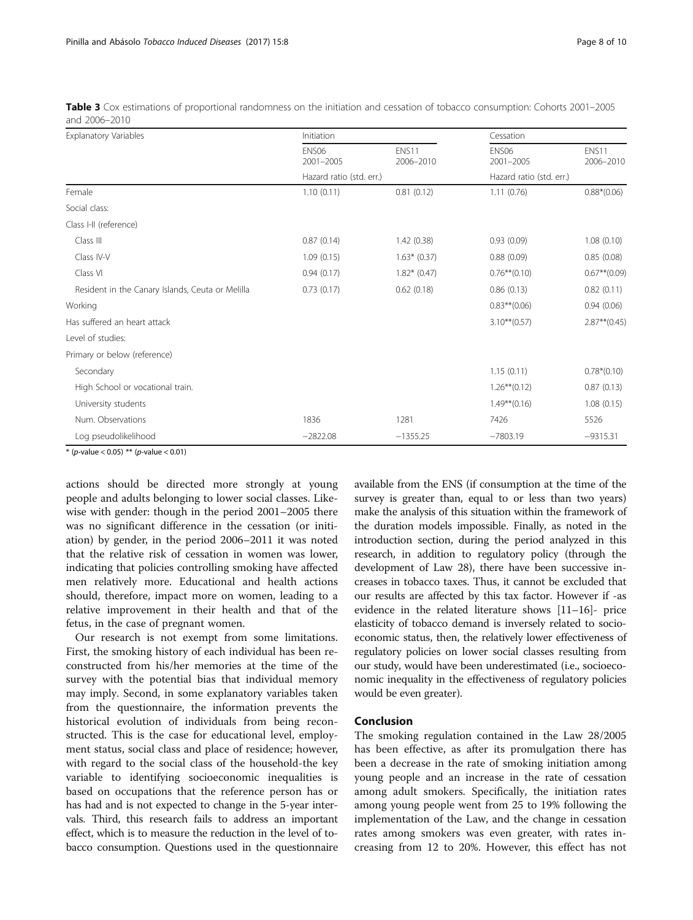**Table 3** Cox estimations of proportional randomness on the initiation and cessation of tobacco consumption: Cohorts 2001–2005 and 2006–2010

| Explanatory Variables | Initiation | | Cessation | |
|---|---|---|---|---|
| | ENS06 2001–2005 | ENS11 2006–2010 | ENS06 2001–2005 | ENS11 2006–2010 |
| | Hazard ratio (std. err.) | | Hazard ratio (std. err.) | |
| Female | 1.10 (0.11) | 0.81 (0.12) | 1.11 (0.76) | 0.88*(0.06) |
| Social class: | | | | |
| Class I-II (reference) | | | | |
| Class III | 0.87 (0.14) | 1.42 (0.38) | 0.93 (0.09) | 1.08 (0.10) |
| Class IV-V | 1.09 (0.15) | 1.63* (0.37) | 0.88 (0.09) | 0.85 (0.08) |
| Class VI | 0.94 (0.17) | 1.82* (0.47) | 0.76**(0.10) | 0.67**(0.09) |
| Resident in the Canary Islands, Ceuta or Melilla | 0.73 (0.17) | 0.62 (0.18) | 0.86 (0.13) | 0.82 (0.11) |
| Working | | | 0.83**(0.06) | 0.94 (0.06) |
| Has suffered an heart attack | | | 3.10**(0.57) | 2.87**(0.45) |
| Level of studies: | | | | |
| Primary or below (reference) | | | | |
| Secondary | | | 1.15 (0.11) | 0.78*(0.10) |
| High School or vocational train. | | | 1.26**(0.12) | 0.87 (0.13) |
| University students | | | 1.49**(0.16) | 1.08 (0.15) |
| Num. Observations | 1836 | 1281 | 7426 | 5526 |
| Log pseudolikelihood | −2822.08 | −1355.25 | −7803.19 | −9315.31 |

* (p-value < 0.05) ** (p-value < 0.01)

actions should be directed more strongly at young people and adults belonging to lower social classes. Likewise with gender: though in the period 2001–2005 there was no significant difference in the cessation (or initiation) by gender, in the period 2006–2011 it was noted that the relative risk of cessation in women was lower, indicating that policies controlling smoking have affected men relatively more. Educational and health actions should, therefore, impact more on women, leading to a relative improvement in their health and that of the fetus, in the case of pregnant women.

Our research is not exempt from some limitations. First, the smoking history of each individual has been reconstructed from his/her memories at the time of the survey with the potential bias that individual memory may imply. Second, in some explanatory variables taken from the questionnaire, the information prevents the historical evolution of individuals from being reconstructed. This is the case for educational level, employment status, social class and place of residence; however, with regard to the social class of the household-the key variable to identifying socioeconomic inequalities is based on occupations that the reference person has or has had and is not expected to change in the 5-year intervals. Third, this research fails to address an important effect, which is to measure the reduction in the level of tobacco consumption. Questions used in the questionnaire available from the ENS (if consumption at the time of the survey is greater than, equal to or less than two years) make the analysis of this situation within the framework of the duration models impossible. Finally, as noted in the introduction section, during the period analyzed in this research, in addition to regulatory policy (through the development of Law 28), there have been successive increases in tobacco taxes. Thus, it cannot be excluded that our results are affected by this tax factor. However if -as evidence in the related literature shows [11–16]- price elasticity of tobacco demand is inversely related to socioeconomic status, then, the relatively lower effectiveness of regulatory policies on lower social classes resulting from our study, would have been underestimated (i.e., socioeconomic inequality in the effectiveness of regulatory policies would be even greater).

## Conclusion

The smoking regulation contained in the Law 28/2005 has been effective, as after its promulgation there has been a decrease in the rate of smoking initiation among young people and an increase in the rate of cessation among adult smokers. Specifically, the initiation rates among young people went from 25 to 19% following the implementation of the Law, and the change in cessation rates among smokers was even greater, with rates increasing from 12 to 20%. However, this effect has not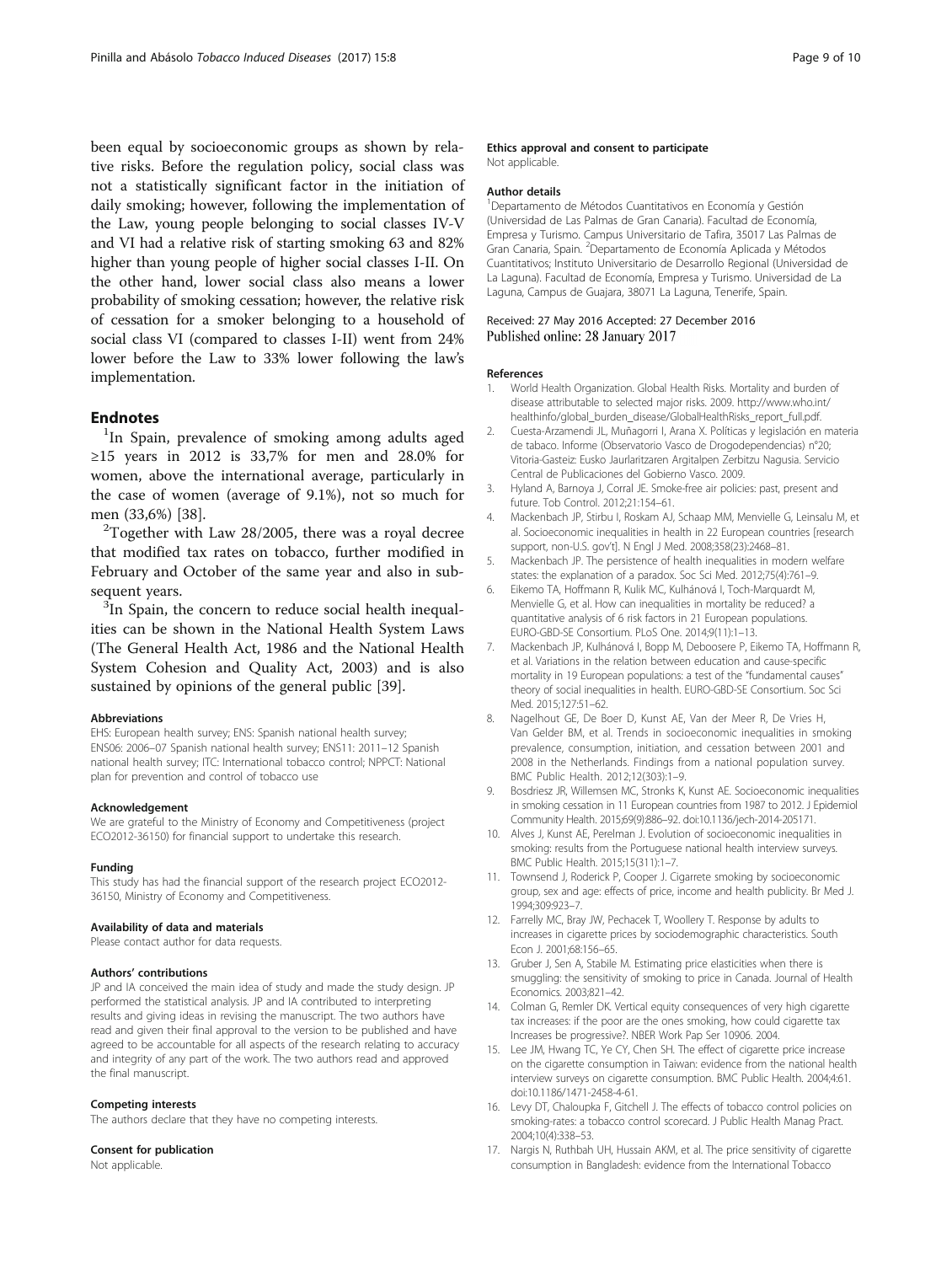been equal by socioeconomic groups as shown by relative risks. Before the regulation policy, social class was not a statistically significant factor in the initiation of daily smoking; however, following the implementation of the Law, young people belonging to social classes IV-V and VI had a relative risk of starting smoking 63 and 82% higher than young people of higher social classes I-II. On the other hand, lower social class also means a lower probability of smoking cessation; however, the relative risk of cessation for a smoker belonging to a household of social class VI (compared to classes I-II) went from 24% lower before the Law to 33% lower following the law's implementation.

## Endnotes

[1]In Spain, prevalence of smoking among adults aged ≥15 years in 2012 is 33,7% for men and 28.0% for women, above the international average, particularly in the case of women (average of 9.1%), not so much for men (33,6%) [38].

[2]Together with Law 28/2005, there was a royal decree that modified tax rates on tobacco, further modified in February and October of the same year and also in subsequent years.

[3]In Spain, the concern to reduce social health inequalities can be shown in the National Health System Laws (The General Health Act, 1986 and the National Health System Cohesion and Quality Act, 2003) and is also sustained by opinions of the general public [39].

#### Abbreviations

EHS: European health survey; ENS: Spanish national health survey; ENS06: 2006–07 Spanish national health survey; ENS11: 2011–12 Spanish national health survey; ITC: International tobacco control; NPPCT: National plan for prevention and control of tobacco use

#### Acknowledgement

We are grateful to the Ministry of Economy and Competitiveness (project ECO2012-36150) for financial support to undertake this research.

#### Funding

This study has had the financial support of the research project ECO2012-36150, Ministry of Economy and Competitiveness.

#### Availability of data and materials

Please contact author for data requests.

#### Authors' contributions

JP and IA conceived the main idea of study and made the study design. JP performed the statistical analysis. JP and IA contributed to interpreting results and giving ideas in revising the manuscript. The two authors have read and given their final approval to the version to be published and have agreed to be accountable for all aspects of the research relating to accuracy and integrity of any part of the work. The two authors read and approved the final manuscript.

#### Competing interests

The authors declare that they have no competing interests.

#### Consent for publication

Not applicable.

#### Ethics approval and consent to participate

Not applicable.

#### Author details

[1]Departamento de Métodos Cuantitativos en Economía y Gestión (Universidad de Las Palmas de Gran Canaria). Facultad de Economía, Empresa y Turismo. Campus Universitario de Tafira, 35017 Las Palmas de Gran Canaria, Spain. [2]Departamento de Economía Aplicada y Métodos Cuantitativos; Instituto Universitario de Desarrollo Regional (Universidad de La Laguna). Facultad de Economía, Empresa y Turismo. Universidad de La Laguna, Campus de Guajara, 38071 La Laguna, Tenerife, Spain.

Received: 27 May 2016 Accepted: 27 December 2016
Published online: 28 January 2017

#### References

1. World Health Organization. Global Health Risks. Mortality and burden of disease attributable to selected major risks. 2009. http://www.who.int/healthinfo/global_burden_disease/GlobalHealthRisks_report_full.pdf.
2. Cuesta-Arzamendi JL, Muñagorri I, Arana X. Políticas y legislación en materia de tabaco. Informe (Observatorio Vasco de Drogodependencias) n°20; Vitoria-Gasteiz: Eusko Jaurlaritzaren Argitalpen Zerbitzu Nagusia. Servicio Central de Publicaciones del Gobierno Vasco. 2009.
3. Hyland A, Barnoya J, Corral JE. Smoke-free air policies: past, present and future. Tob Control. 2012;21:154–61.
4. Mackenbach JP, Stirbu I, Roskam AJ, Schaap MM, Menvielle G, Leinsalu M, et al. Socioeconomic inequalities in health in 22 European countries [research support, non-U.S. gov't]. N Engl J Med. 2008;358(23):2468–81.
5. Mackenbach JP. The persistence of health inequalities in modern welfare states: the explanation of a paradox. Soc Sci Med. 2012;75(4):761–9.
6. Eikemo TA, Hoffmann R, Kulik MC, Kulhánová I, Toch-Marquardt M, Menvielle G, et al. How can inequalities in mortality be reduced? a quantitative analysis of 6 risk factors in 21 European populations. EURO-GBD-SE Consortium. PLoS One. 2014;9(11):1–13.
7. Mackenbach JP, Kulhánová I, Bopp M, Deboosere P, Eikemo TA, Hoffmann R, et al. Variations in the relation between education and cause-specific mortality in 19 European populations: a test of the "fundamental causes" theory of social inequalities in health. EURO-GBD-SE Consortium. Soc Sci Med. 2015;127:51–62.
8. Nagelhout GE, De Boer D, Kunst AE, Van der Meer R, De Vries H, Van Gelder BM, et al. Trends in socioeconomic inequalities in smoking prevalence, consumption, initiation, and cessation between 2001 and 2008 in the Netherlands. Findings from a national population survey. BMC Public Health. 2012;12(303):1–9.
9. Bosdriesz JR, Willemsen MC, Stronks K, Kunst AE. Socioeconomic inequalities in smoking cessation in 11 European countries from 1987 to 2012. J Epidemiol Community Health. 2015;69(9):886–92. doi:10.1136/jech-2014-205171.
10. Alves J, Kunst AE, Perelman J. Evolution of socioeconomic inequalities in smoking: results from the Portuguese national health interview surveys. BMC Public Health. 2015;15(311):1–7.
11. Townsend J, Roderick P, Cooper J. Cigarrete smoking by socioeconomic group, sex and age: effects of price, income and health publicity. Br Med J. 1994;309:923–7.
12. Farrelly MC, Bray JW, Pechacek T, Woollery T. Response by adults to increases in cigarette prices by sociodemographic characteristics. South Econ J. 2001;68:156–65.
13. Gruber J, Sen A, Stabile M. Estimating price elasticities when there is smuggling: the sensitivity of smoking to price in Canada. Journal of Health Economics. 2003;821–42.
14. Colman G, Remler DK. Vertical equity consequences of very high cigarette tax increases: if the poor are the ones smoking, how could cigarette tax Increases be progressive?. NBER Work Pap Ser 10906. 2004.
15. Lee JM, Hwang TC, Ye CY, Chen SH. The effect of cigarette price increase on the cigarette consumption in Taiwan: evidence from the national health interview surveys on cigarette consumption. BMC Public Health. 2004;4:61. doi:10.1186/1471-2458-4-61.
16. Levy DT, Chaloupka F, Gitchell J. The effects of tobacco control policies on smoking-rates: a tobacco control scorecard. J Public Health Manag Pract. 2004;10(4):338–53.
17. Nargis N, Ruthbah UH, Hussain AKM, et al. The price sensitivity of cigarette consumption in Bangladesh: evidence from the International Tobacco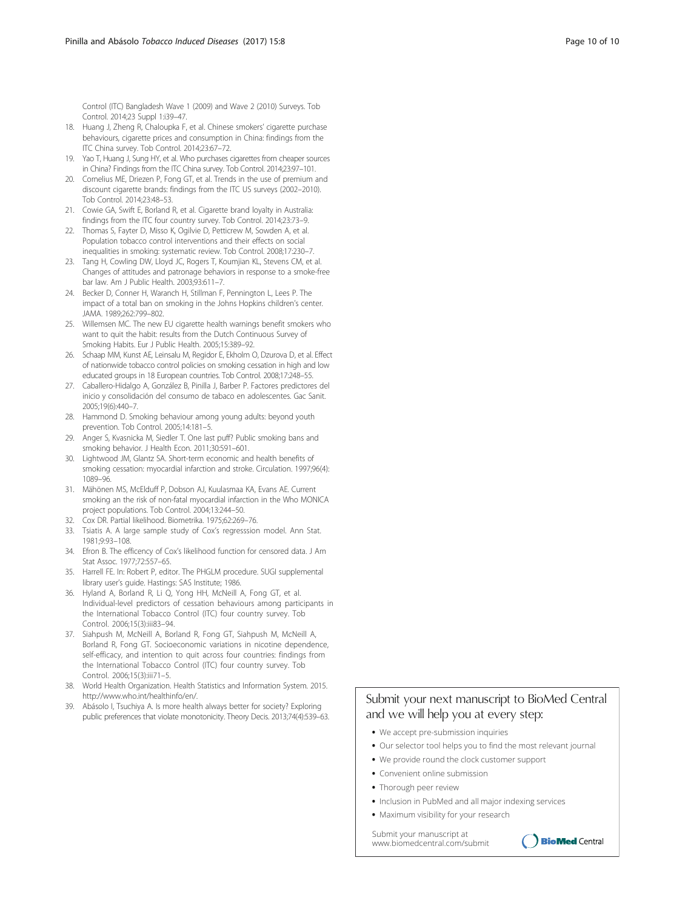Control (ITC) Bangladesh Wave 1 (2009) and Wave 2 (2010) Surveys. Tob Control. 2014;23 Suppl 1:i39–47.

18. Huang J, Zheng R, Chaloupka F, et al. Chinese smokers' cigarette purchase behaviours, cigarette prices and consumption in China: findings from the ITC China survey. Tob Control. 2014;23:67–72.
19. Yao T, Huang J, Sung HY, et al. Who purchases cigarettes from cheaper sources in China? Findings from the ITC China survey. Tob Control. 2014;23:97–101.
20. Cornelius ME, Driezen P, Fong GT, et al. Trends in the use of premium and discount cigarette brands: findings from the ITC US surveys (2002–2010). Tob Control. 2014;23:48–53.
21. Cowie GA, Swift E, Borland R, et al. Cigarette brand loyalty in Australia: findings from the ITC four country survey. Tob Control. 2014;23:73–9.
22. Thomas S, Fayter D, Misso K, Ogilvie D, Petticrew M, Sowden A, et al. Population tobacco control interventions and their effects on social inequalities in smoking: systematic review. Tob Control. 2008;17:230–7.
23. Tang H, Cowling DW, Lloyd JC, Rogers T, Koumjian KL, Stevens CM, et al. Changes of attitudes and patronage behaviors in response to a smoke-free bar law. Am J Public Health. 2003;93:611–7.
24. Becker D, Conner H, Waranch H, Stillman F, Pennington L, Lees P. The impact of a total ban on smoking in the Johns Hopkins children's center. JAMA. 1989;262:799–802.
25. Willemsen MC. The new EU cigarette health warnings benefit smokers who want to quit the habit: results from the Dutch Continuous Survey of Smoking Habits. Eur J Public Health. 2005;15:389–92.
26. Schaap MM, Kunst AE, Leinsalu M, Regidor E, Ekholm O, Dzurova D, et al. Effect of nationwide tobacco control policies on smoking cessation in high and low educated groups in 18 European countries. Tob Control. 2008;17:248–55.
27. Caballero-Hidalgo A, González B, Pinilla J, Barber P. Factores predictores del inicio y consolidación del consumo de tabaco en adolescentes. Gac Sanit. 2005;19(6):440–7.
28. Hammond D. Smoking behaviour among young adults: beyond youth prevention. Tob Control. 2005;14:181–5.
29. Anger S, Kvasnicka M, Siedler T. One last puff? Public smoking bans and smoking behavior. J Health Econ. 2011;30:591–601.
30. Lightwood JM, Glantz SA. Short-term economic and health benefits of smoking cessation: myocardial infarction and stroke. Circulation. 1997;96(4):1089–96.
31. Mähönen MS, McElduff P, Dobson AJ, Kuulasmaa KA, Evans AE. Current smoking an the risk of non-fatal myocardial infarction in the Who MONICA project populations. Tob Control. 2004;13:244–50.
32. Cox DR. Partial likelihood. Biometrika. 1975;62:269–76.
33. Tsiatis A. A large sample study of Cox's regresssion model. Ann Stat. 1981;9:93–108.
34. Efron B. The efficency of Cox's likelihood function for censored data. J Am Stat Assoc. 1977;72:557–65.
35. Harrell FE. In: Robert P, editor. The PHGLM procedure. SUGI supplemental library user's guide. Hastings: SAS Institute; 1986.
36. Hyland A, Borland R, Li Q, Yong HH, McNeill A, Fong GT, et al. Individual-level predictors of cessation behaviours among participants in the International Tobacco Control (ITC) four country survey. Tob Control. 2006;15(3):iii83–94.
37. Siahpush M, McNeill A, Borland R, Fong GT, Siahpush M, McNeill A, Borland R, Fong GT. Socioeconomic variations in nicotine dependence, self-efficacy, and intention to quit across four countries: findings from the International Tobacco Control (ITC) four country survey. Tob Control. 2006;15(3):iii71–5.
38. World Health Organization. Health Statistics and Information System. 2015. http://www.who.int/healthinfo/en/.
39. Abásolo I, Tsuchiya A. Is more health always better for society? Exploring public preferences that violate monotonicity. Theory Decis. 2013;74(4):539–63.

Submit your next manuscript to BioMed Central and we will help you at every step:

- We accept pre-submission inquiries
- Our selector tool helps you to find the most relevant journal
- We provide round the clock customer support
- Convenient online submission
- Thorough peer review
- Inclusion in PubMed and all major indexing services
- Maximum visibility for your research

Submit your manuscript at www.biomedcentral.com/submit

BioMed Central